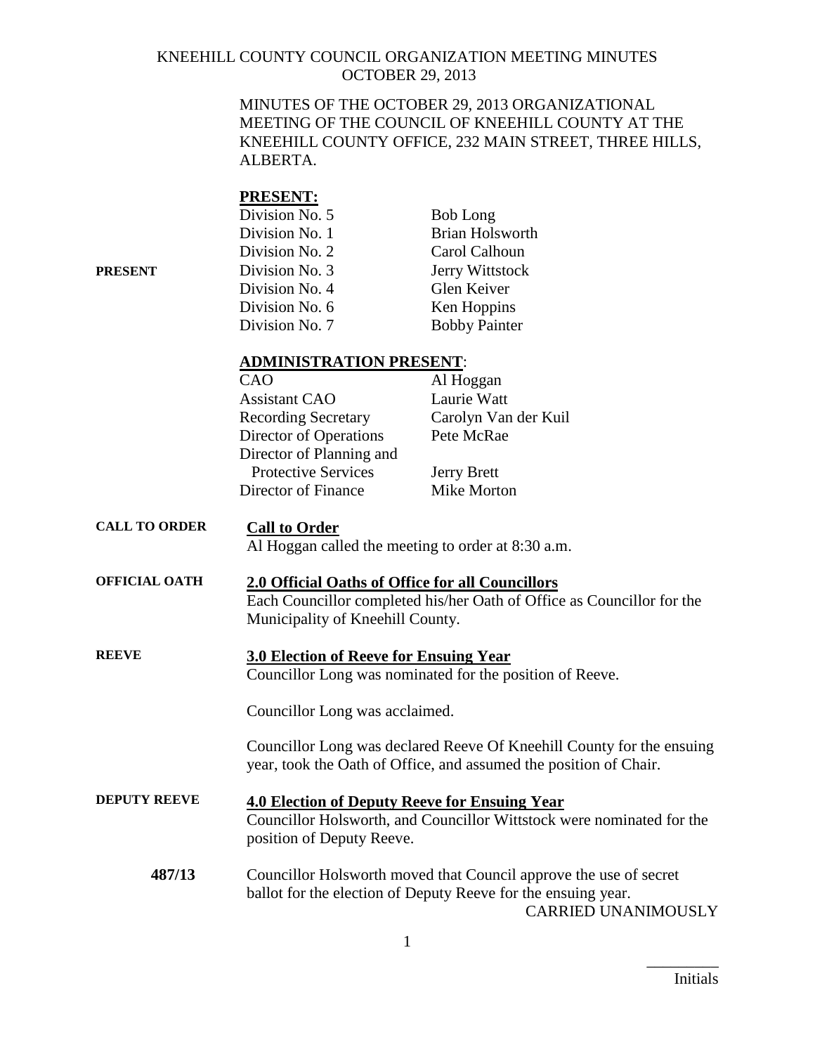# KNEEHILL COUNTY COUNCIL ORGANIZATION MEETING MINUTES
## OCTOBER 29, 2013

MINUTES OF THE OCTOBER 29, 2013 ORGANIZATIONAL MEETING OF THE COUNCIL OF KNEEHILL COUNTY AT THE KNEEHILL COUNTY OFFICE, 232 MAIN STREET, THREE HILLS, ALBERTA.

**PRESENT**

**PRESENT:**

| | |
|---|---|
| Division No. 5 | Bob Long |
| Division No. 1 | Brian Holsworth |
| Division No. 2 | Carol Calhoun |
| Division No. 3 | Jerry Wittstock |
| Division No. 4 | Glen Keiver |
| Division No. 6 | Ken Hoppins |
| Division No. 7 | Bobby Painter |

**ADMINISTRATION PRESENT**:

| | |
|---|---|
| CAO | Al Hoggan |
| Assistant CAO | Laurie Watt |
| Recording Secretary | Carolyn Van der Kuil |
| Director of Operations | Pete McRae |
| Director of Planning and Protective Services | Jerry Brett |
| Director of Finance | Mike Morton |

**CALL TO ORDER**

**Call to Order**

Al Hoggan called the meeting to order at 8:30 a.m.

**OFFICIAL OATH**

**2.0 Official Oaths of Office for all Councillors**

Each Councillor completed his/her Oath of Office as Councillor for the Municipality of Kneehill County.

**REEVE**

**3.0 Election of Reeve for Ensuing Year**

Councillor Long was nominated for the position of Reeve.

Councillor Long was acclaimed.

Councillor Long was declared Reeve Of Kneehill County for the ensuing year, took the Oath of Office, and assumed the position of Chair.

**DEPUTY REEVE**

**4.0 Election of Deputy Reeve for Ensuing Year**

Councillor Holsworth, and Councillor Wittstock were nominated for the position of Deputy Reeve.

**487/13**

Councillor Holsworth moved that Council approve the use of secret ballot for the election of Deputy Reeve for the ensuing year.

CARRIED UNANIMOUSLY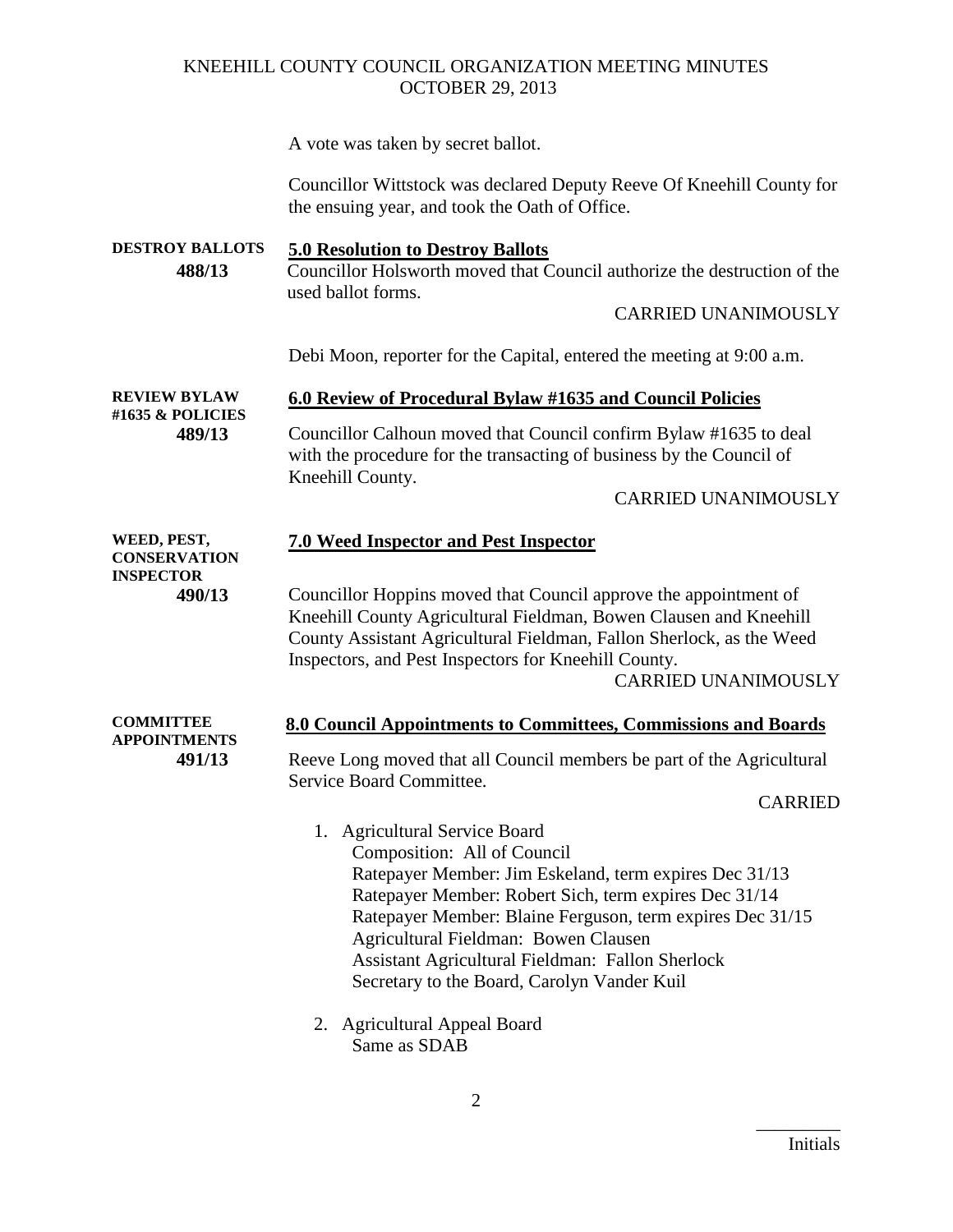A vote was taken by secret ballot.

Councillor Wittstock was declared Deputy Reeve Of Kneehill County for the ensuing year, and took the Oath of Office.

**DESTROY BALLOTS**
**488/13**

**5.0 Resolution to Destroy Ballots**

Councillor Holsworth moved that Council authorize the destruction of the used ballot forms.

CARRIED UNANIMOUSLY

Debi Moon, reporter for the Capital, entered the meeting at 9:00 a.m.

**REVIEW BYLAW #1635 & POLICIES**
**489/13**

**6.0 Review of Procedural Bylaw #1635 and Council Policies**

Councillor Calhoun moved that Council confirm Bylaw #1635 to deal with the procedure for the transacting of business by the Council of Kneehill County.

CARRIED UNANIMOUSLY

**WEED, PEST, CONSERVATION INSPECTOR**
**490/13**

**7.0 Weed Inspector and Pest Inspector**

Councillor Hoppins moved that Council approve the appointment of Kneehill County Agricultural Fieldman, Bowen Clausen and Kneehill County Assistant Agricultural Fieldman, Fallon Sherlock, as the Weed Inspectors, and Pest Inspectors for Kneehill County.

CARRIED UNANIMOUSLY

**COMMITTEE APPOINTMENTS**
**491/13**

**8.0 Council Appointments to Committees, Commissions and Boards**

Reeve Long moved that all Council members be part of the Agricultural Service Board Committee.

CARRIED

1. Agricultural Service Board
   Composition: All of Council
   Ratepayer Member: Jim Eskeland, term expires Dec 31/13
   Ratepayer Member: Robert Sich, term expires Dec 31/14
   Ratepayer Member: Blaine Ferguson, term expires Dec 31/15
   Agricultural Fieldman: Bowen Clausen
   Assistant Agricultural Fieldman: Fallon Sherlock
   Secretary to the Board, Carolyn Vander Kuil

2. Agricultural Appeal Board
   Same as SDAB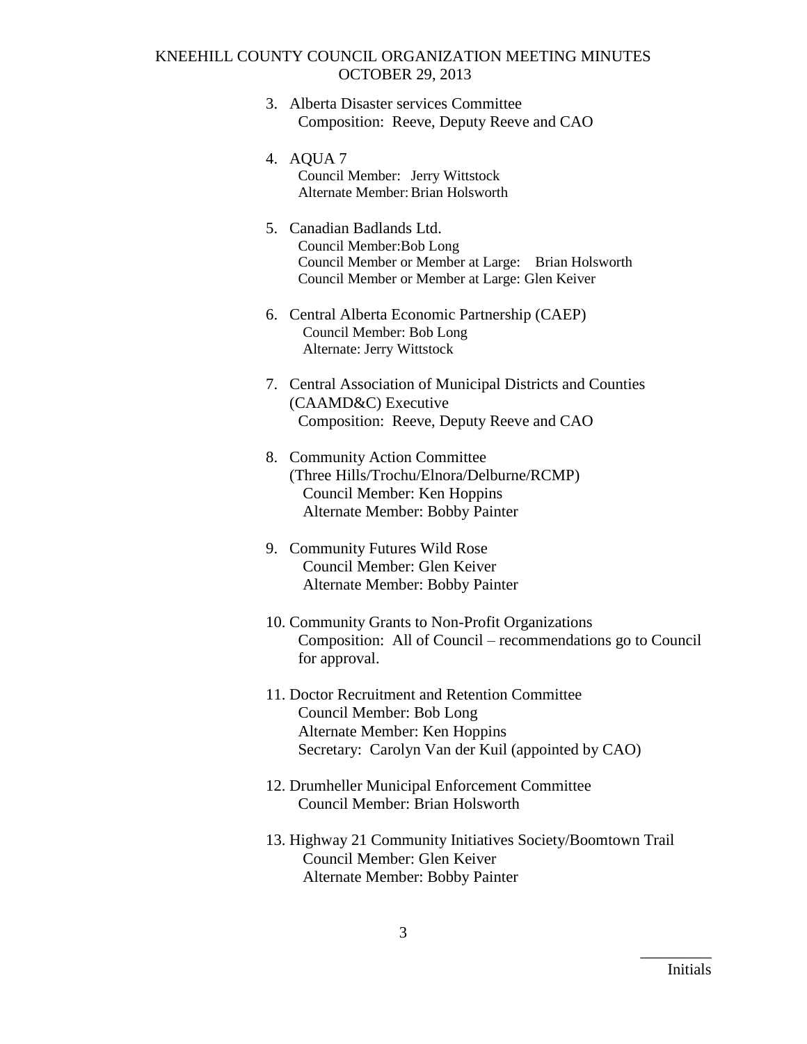3. Alberta Disaster services Committee
   Composition: Reeve, Deputy Reeve and CAO

4. AQUA 7
   Council Member: Jerry Wittstock
   Alternate Member: Brian Holsworth

5. Canadian Badlands Ltd.
   Council Member: Bob Long
   Council Member or Member at Large: Brian Holsworth
   Council Member or Member at Large: Glen Keiver

6. Central Alberta Economic Partnership (CAEP)
   Council Member: Bob Long
   Alternate: Jerry Wittstock

7. Central Association of Municipal Districts and Counties (CAAMD&C) Executive
   Composition: Reeve, Deputy Reeve and CAO

8. Community Action Committee (Three Hills/Trochu/Elnora/Delburne/RCMP)
   Council Member: Ken Hoppins
   Alternate Member: Bobby Painter

9. Community Futures Wild Rose
   Council Member: Glen Keiver
   Alternate Member: Bobby Painter

10. Community Grants to Non-Profit Organizations
    Composition: All of Council – recommendations go to Council for approval.

11. Doctor Recruitment and Retention Committee
    Council Member: Bob Long
    Alternate Member: Ken Hoppins
    Secretary: Carolyn Van der Kuil (appointed by CAO)

12. Drumheller Municipal Enforcement Committee
    Council Member: Brian Holsworth

13. Highway 21 Community Initiatives Society/Boomtown Trail
    Council Member: Glen Keiver
    Alternate Member: Bobby Painter

_________
Initials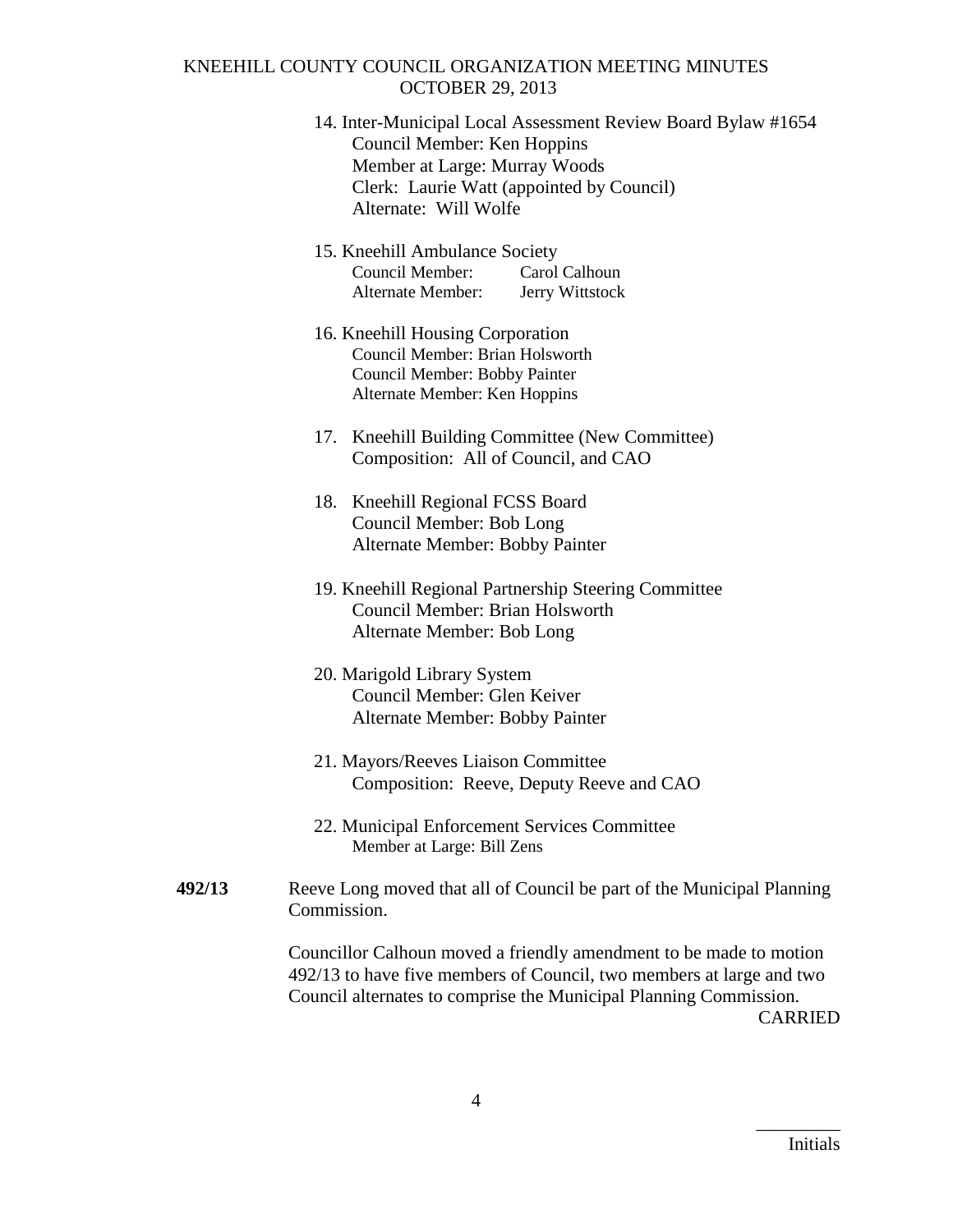14. Inter-Municipal Local Assessment Review Board Bylaw #1654
    Council Member: Ken Hoppins
    Member at Large: Murray Woods
    Clerk: Laurie Watt (appointed by Council)
    Alternate: Will Wolfe

15. Kneehill Ambulance Society
    Council Member: Carol Calhoun
    Alternate Member: Jerry Wittstock

16. Kneehill Housing Corporation
    Council Member: Brian Holsworth
    Council Member: Bobby Painter
    Alternate Member: Ken Hoppins

17. Kneehill Building Committee (New Committee)
    Composition: All of Council, and CAO

18. Kneehill Regional FCSS Board
    Council Member: Bob Long
    Alternate Member: Bobby Painter

19. Kneehill Regional Partnership Steering Committee
    Council Member: Brian Holsworth
    Alternate Member: Bob Long

20. Marigold Library System
    Council Member: Glen Keiver
    Alternate Member: Bobby Painter

21. Mayors/Reeves Liaison Committee
    Composition: Reeve, Deputy Reeve and CAO

22. Municipal Enforcement Services Committee
    Member at Large: Bill Zens

**492/13** Reeve Long moved that all of Council be part of the Municipal Planning Commission.

Councillor Calhoun moved a friendly amendment to be made to motion 492/13 to have five members of Council, two members at large and two Council alternates to comprise the Municipal Planning Commission.

CARRIED

_________
Initials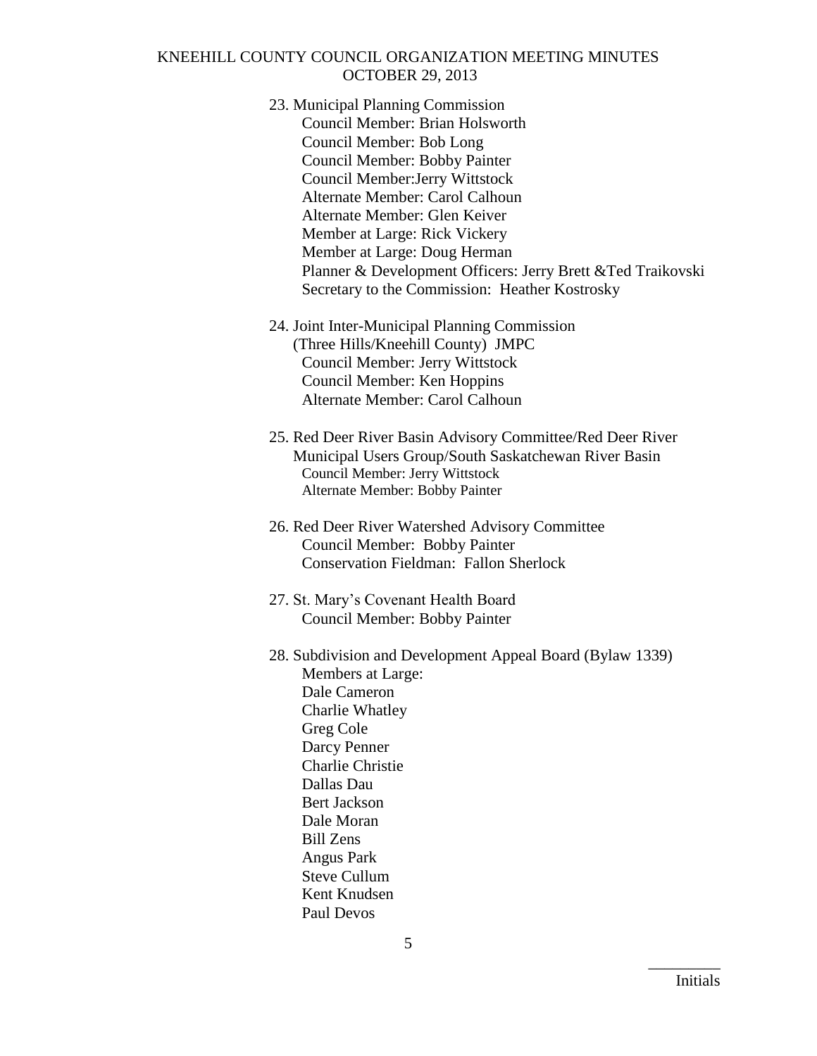23. Municipal Planning Commission
    - Council Member: Brian Holsworth
    - Council Member: Bob Long
    - Council Member: Bobby Painter
    - Council Member:Jerry Wittstock
    - Alternate Member: Carol Calhoun
    - Alternate Member: Glen Keiver
    - Member at Large: Rick Vickery
    - Member at Large: Doug Herman
    - Planner & Development Officers: Jerry Brett &Ted Traikovski
    - Secretary to the Commission: Heather Kostrosky

24. Joint Inter-Municipal Planning Commission (Three Hills/Kneehill County) JMPC
    - Council Member: Jerry Wittstock
    - Council Member: Ken Hoppins
    - Alternate Member: Carol Calhoun

25. Red Deer River Basin Advisory Committee/Red Deer River Municipal Users Group/South Saskatchewan River Basin
    - Council Member: Jerry Wittstock
    - Alternate Member: Bobby Painter

26. Red Deer River Watershed Advisory Committee
    - Council Member: Bobby Painter
    - Conservation Fieldman: Fallon Sherlock

27. St. Mary's Covenant Health Board
    - Council Member: Bobby Painter

28. Subdivision and Development Appeal Board (Bylaw 1339)
    - Members at Large:
    - Dale Cameron
    - Charlie Whatley
    - Greg Cole
    - Darcy Penner
    - Charlie Christie
    - Dallas Dau
    - Bert Jackson
    - Dale Moran
    - Bill Zens
    - Angus Park
    - Steve Cullum
    - Kent Knudsen
    - Paul Devos

_________ Initials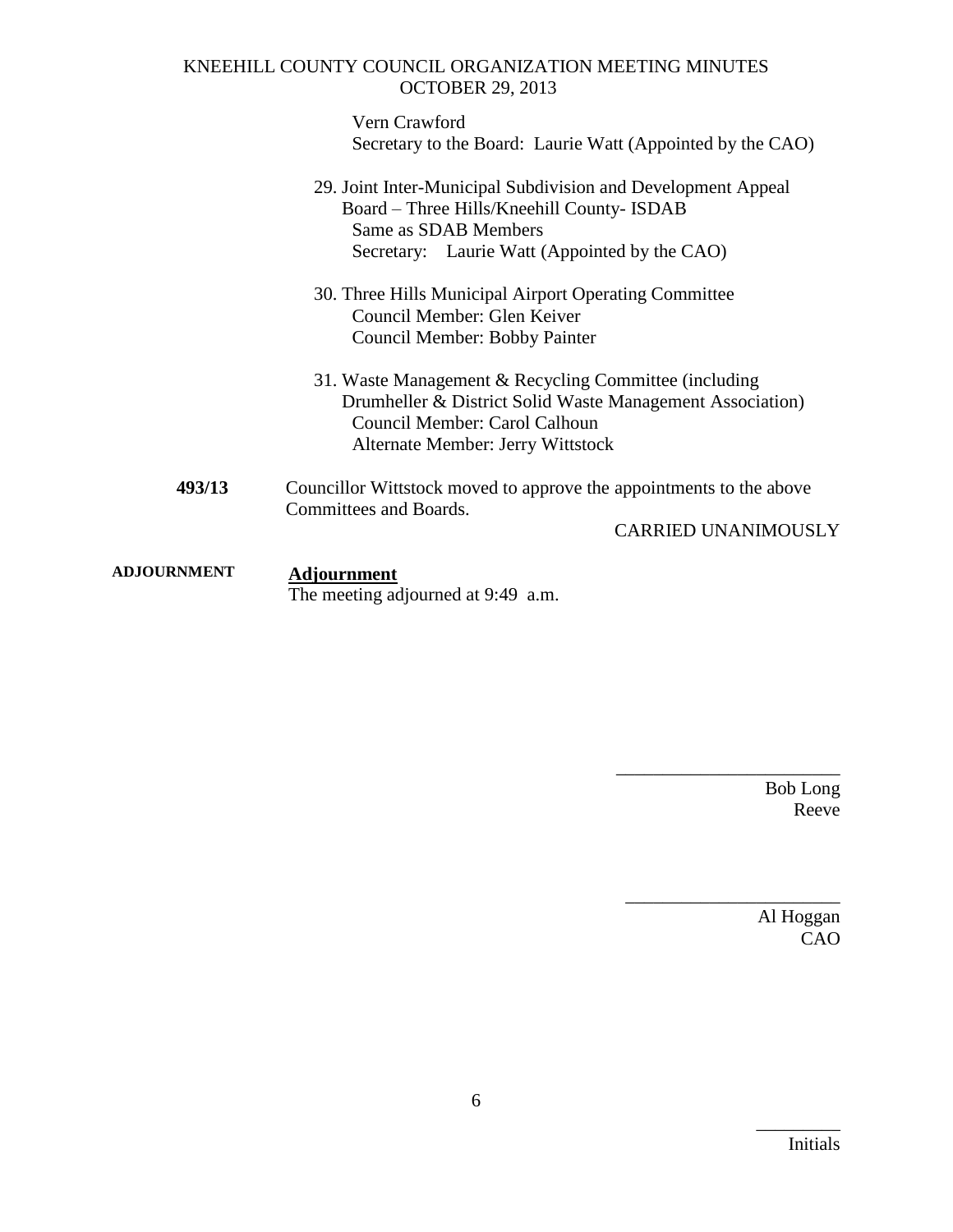Vern Crawford
Secretary to the Board: Laurie Watt (Appointed by the CAO)

29. Joint Inter-Municipal Subdivision and Development Appeal Board – Three Hills/Kneehill County- ISDAB
    Same as SDAB Members
    Secretary: Laurie Watt (Appointed by the CAO)

30. Three Hills Municipal Airport Operating Committee
    Council Member: Glen Keiver
    Council Member: Bobby Painter

31. Waste Management & Recycling Committee (including Drumheller & District Solid Waste Management Association)
    Council Member: Carol Calhoun
    Alternate Member: Jerry Wittstock

**493/13** Councillor Wittstock moved to approve the appointments to the above Committees and Boards.

CARRIED UNANIMOUSLY

**ADJOURNMENT**

**Adjournment**

The meeting adjourned at 9:49 a.m.

________________________
Bob Long
Reeve

________________________
Al Hoggan
CAO

_________
Initials